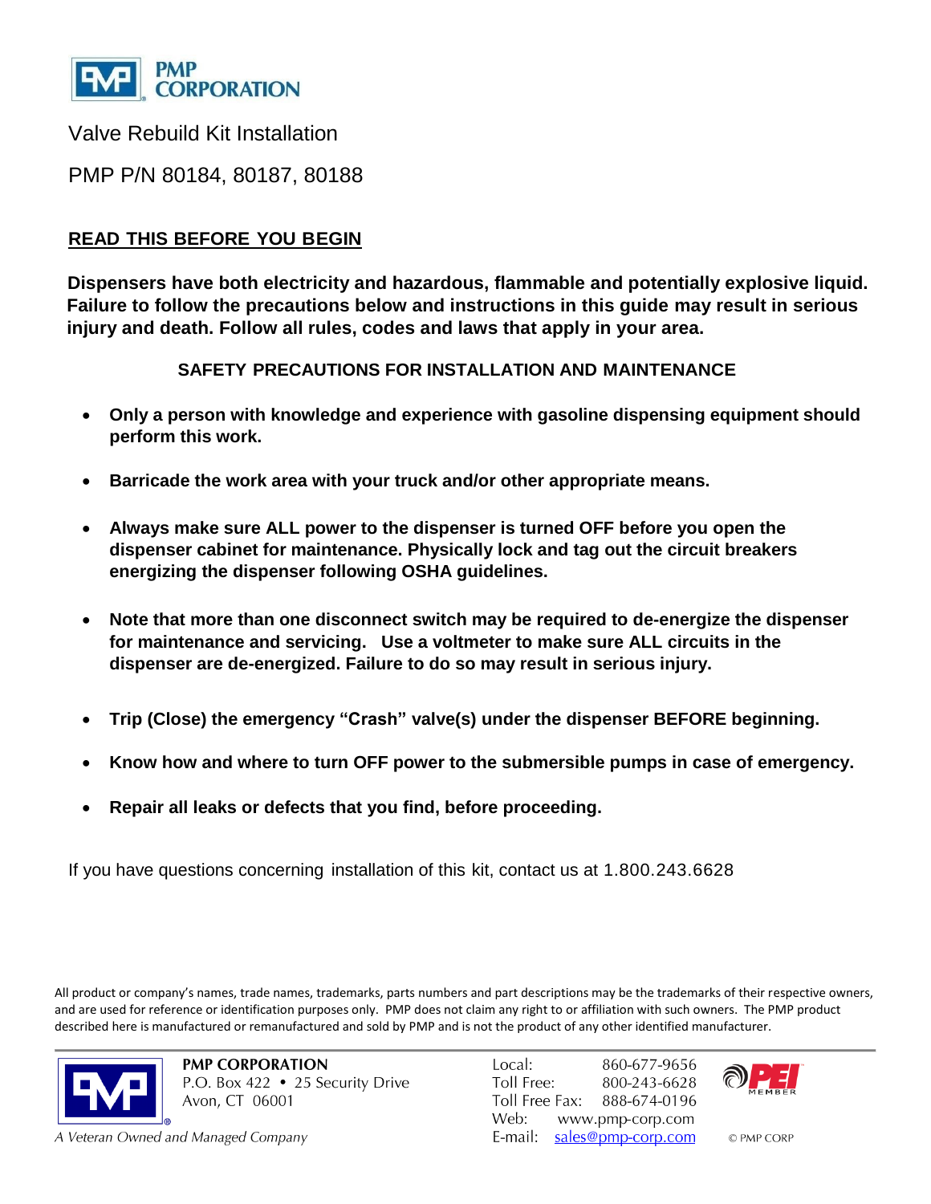PMP CORPORATION

# Valve Rebuild Kit Installation

## PMP P/N 80184, 80187, 80188

## READ THIS BEFORE YOU BEGIN

**Dispensers have both electricity and hazardous, flammable and potentially explosive liquid. Failure to follow the precautions below and instructions in this guide may result in serious injury and death. Follow all rules, codes and laws that apply in your area.**

### SAFETY PRECAUTIONS FOR INSTALLATION AND MAINTENANCE

- **Only a person with knowledge and experience with gasoline dispensing equipment should perform this work.**
- **Barricade the work area with your truck and/or other appropriate means.**
- **Always make sure ALL power to the dispenser is turned OFF before you open the dispenser cabinet for maintenance. Physically lock and tag out the circuit breakers energizing the dispenser following OSHA guidelines.**
- **Note that more than one disconnect switch may be required to de-energize the dispenser for maintenance and servicing. Use a voltmeter to make sure ALL circuits in the dispenser are de-energized. Failure to do so may result in serious injury.**
- **Trip (Close) the emergency "Crash" valve(s) under the dispenser BEFORE beginning.**
- **Know how and where to turn OFF power to the submersible pumps in case of emergency.**
- **Repair all leaks or defects that you find, before proceeding.**

If you have questions concerning installation of this kit, contact us at 1.800.243.6628

All product or company's names, trade names, trademarks, parts numbers and part descriptions may be the trademarks of their respective owners, and are used for reference or identification purposes only. PMP does not claim any right to or affiliation with such owners. The PMP product described here is manufactured or remanufactured and sold by PMP and is not the product of any other identified manufacturer.

**PMP CORPORATION**
P.O. Box 422 • 25 Security Drive
Avon, CT 06001

*A Veteran Owned and Managed Company*

Local: 860-677-9656
Toll Free: 800-243-6628
Toll Free Fax: 888-674-0196
Web: www.pmp-corp.com
E-mail: sales@pmp-corp.com

PEI MEMBER

© PMP CORP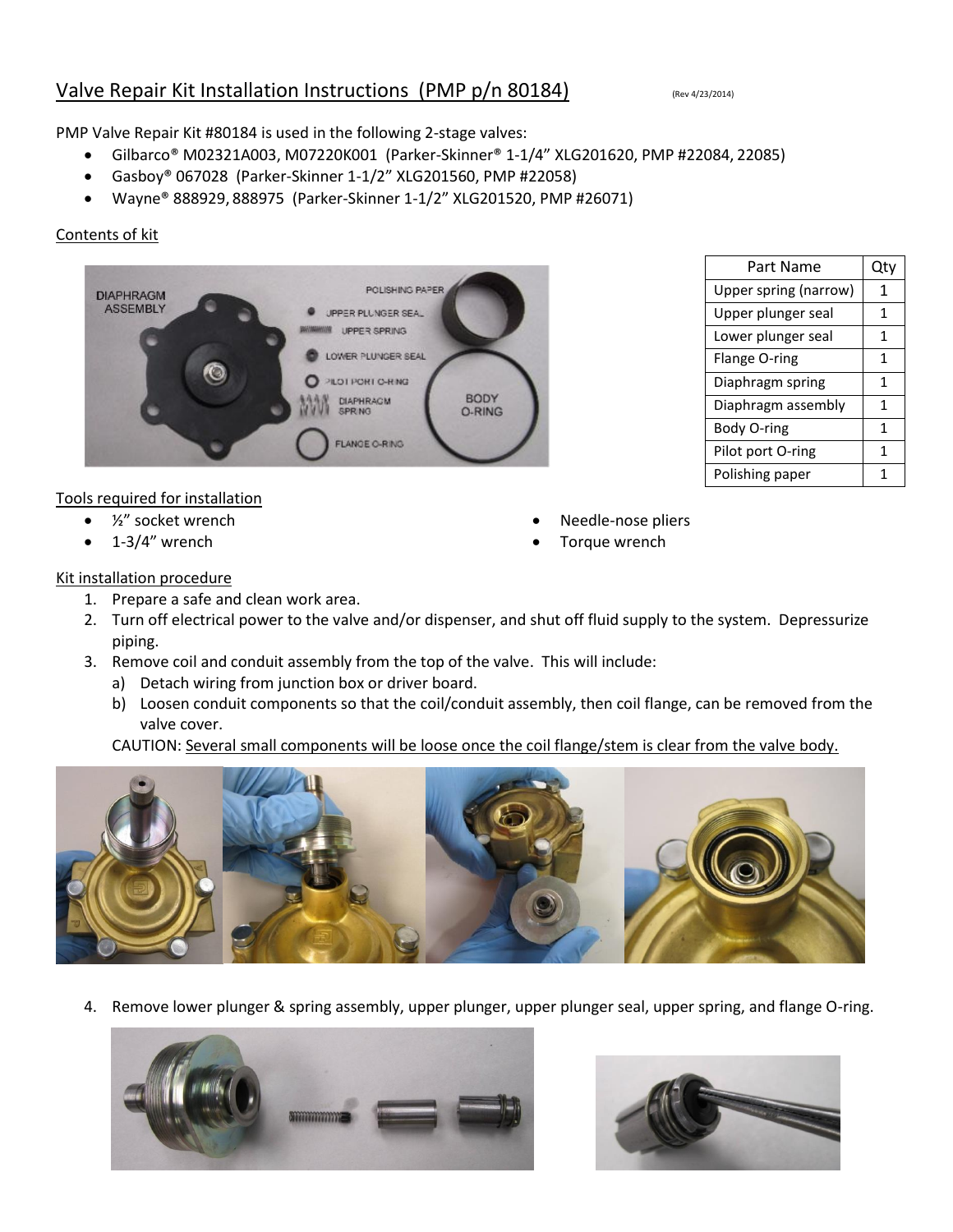# Valve Repair Kit Installation Instructions (PMP p/n 80184)

(Rev 4/23/2014)

PMP Valve Repair Kit #80184 is used in the following 2-stage valves:

- Gilbarco® M02321A003, M07220K001 (Parker-Skinner® 1-1/4" XLG201620, PMP #22084, 22085)
- Gasboy® 067028 (Parker-Skinner 1-1/2" XLG201560, PMP #22058)
- Wayne® 888929, 888975 (Parker-Skinner 1-1/2" XLG201520, PMP #26071)

## Contents of kit

| Part Name | Qty |
|---|---|
| Upper spring (narrow) | 1 |
| Upper plunger seal | 1 |
| Lower plunger seal | 1 |
| Flange O-ring | 1 |
| Diaphragm spring | 1 |
| Diaphragm assembly | 1 |
| Body O-ring | 1 |
| Pilot port O-ring | 1 |
| Polishing paper | 1 |

## Tools required for installation

- ½" socket wrench
- 1-3/4" wrench
- Needle-nose pliers
- Torque wrench

## Kit installation procedure

1. Prepare a safe and clean work area.
2. Turn off electrical power to the valve and/or dispenser, and shut off fluid supply to the system. Depressurize piping.
3. Remove coil and conduit assembly from the top of the valve. This will include:
   a) Detach wiring from junction box or driver board.
   b) Loosen conduit components so that the coil/conduit assembly, then coil flange, can be removed from the valve cover.

   CAUTION: Several small components will be loose once the coil flange/stem is clear from the valve body.

4. Remove lower plunger & spring assembly, upper plunger, upper plunger seal, upper spring, and flange O-ring.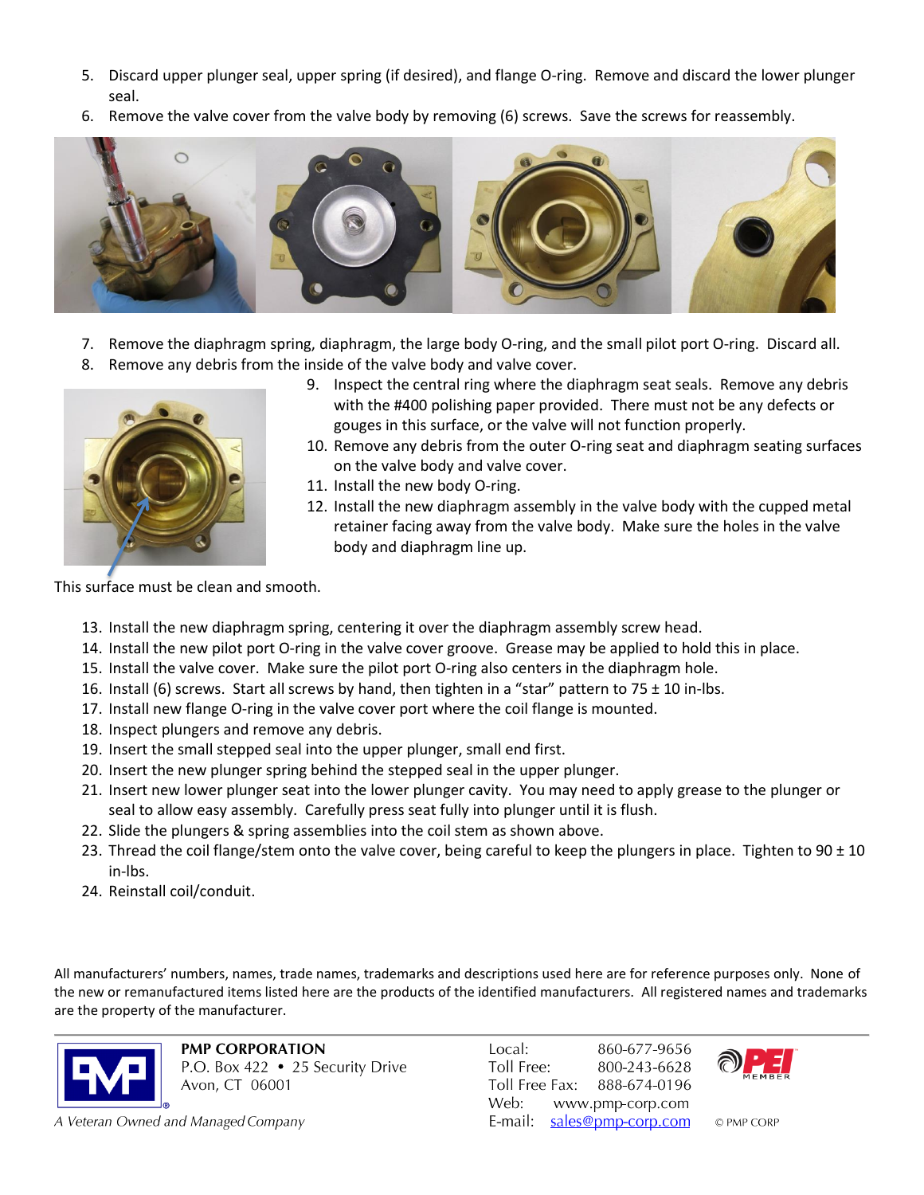5. Discard upper plunger seal, upper spring (if desired), and flange O-ring. Remove and discard the lower plunger seal.
6. Remove the valve cover from the valve body by removing (6) screws. Save the screws for reassembly.
7. Remove the diaphragm spring, diaphragm, the large body O-ring, and the small pilot port O-ring. Discard all.
8. Remove any debris from the inside of the valve body and valve cover.
9. Inspect the central ring where the diaphragm seat seals. Remove any debris with the #400 polishing paper provided. There must not be any defects or gouges in this surface, or the valve will not function properly.
10. Remove any debris from the outer O-ring seat and diaphragm seating surfaces on the valve body and valve cover.
11. Install the new body O-ring.
12. Install the new diaphragm assembly in the valve body with the cupped metal retainer facing away from the valve body. Make sure the holes in the valve body and diaphragm line up.

This surface must be clean and smooth.

13. Install the new diaphragm spring, centering it over the diaphragm assembly screw head.
14. Install the new pilot port O-ring in the valve cover groove. Grease may be applied to hold this in place.
15. Install the valve cover. Make sure the pilot port O-ring also centers in the diaphragm hole.
16. Install (6) screws. Start all screws by hand, then tighten in a "star" pattern to 75 ± 10 in-lbs.
17. Install new flange O-ring in the valve cover port where the coil flange is mounted.
18. Inspect plungers and remove any debris.
19. Insert the small stepped seal into the upper plunger, small end first.
20. Insert the new plunger spring behind the stepped seal in the upper plunger.
21. Insert new lower plunger seat into the lower plunger cavity. You may need to apply grease to the plunger or seal to allow easy assembly. Carefully press seat fully into plunger until it is flush.
22. Slide the plungers & spring assemblies into the coil stem as shown above.
23. Thread the coil flange/stem onto the valve cover, being careful to keep the plungers in place. Tighten to 90 ± 10 in-lbs.
24. Reinstall coil/conduit.

All manufacturers' numbers, names, trade names, trademarks and descriptions used here are for reference purposes only. None of the new or remanufactured items listed here are the products of the identified manufacturers. All registered names and trademarks are the property of the manufacturer.

**PMP CORPORATION**
P.O. Box 422 • 25 Security Drive
Avon, CT 06001

*A Veteran Owned and Managed Company*

Local: 860-677-9656
Toll Free: 800-243-6628
Toll Free Fax: 888-674-0196
Web: www.pmp-corp.com
E-mail: sales@pmp-corp.com

© PMP CORP